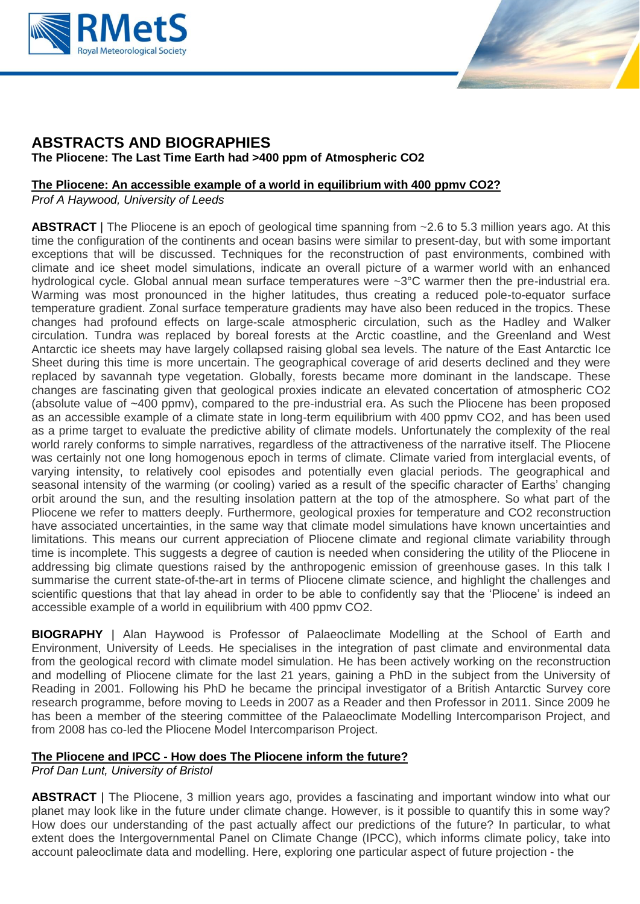# ABSTRACTS AND BIOGRAPHIES

**The Pliocene: The Last Time Earth had >400 ppm of Atmospheric CO2**

## The Pliocene: An accessible example of a world in equilibrium with 400 ppmv CO2?

*Prof A Haywood, University of Leeds*

**ABSTRACT |** The Pliocene is an epoch of geological time spanning from ~2.6 to 5.3 million years ago. At this time the configuration of the continents and ocean basins were similar to present-day, but with some important exceptions that will be discussed. Techniques for the reconstruction of past environments, combined with climate and ice sheet model simulations, indicate an overall picture of a warmer world with an enhanced hydrological cycle. Global annual mean surface temperatures were ~3°C warmer then the pre-industrial era. Warming was most pronounced in the higher latitudes, thus creating a reduced pole-to-equator surface temperature gradient. Zonal surface temperature gradients may have also been reduced in the tropics. These changes had profound effects on large-scale atmospheric circulation, such as the Hadley and Walker circulation. Tundra was replaced by boreal forests at the Arctic coastline, and the Greenland and West Antarctic ice sheets may have largely collapsed raising global sea levels. The nature of the East Antarctic Ice Sheet during this time is more uncertain. The geographical coverage of arid deserts declined and they were replaced by savannah type vegetation. Globally, forests became more dominant in the landscape. These changes are fascinating given that geological proxies indicate an elevated concertation of atmospheric CO2 (absolute value of ~400 ppmv), compared to the pre-industrial era. As such the Pliocene has been proposed as an accessible example of a climate state in long-term equilibrium with 400 ppmv CO2, and has been used as a prime target to evaluate the predictive ability of climate models. Unfortunately the complexity of the real world rarely conforms to simple narratives, regardless of the attractiveness of the narrative itself. The Pliocene was certainly not one long homogenous epoch in terms of climate. Climate varied from interglacial events, of varying intensity, to relatively cool episodes and potentially even glacial periods. The geographical and seasonal intensity of the warming (or cooling) varied as a result of the specific character of Earths' changing orbit around the sun, and the resulting insolation pattern at the top of the atmosphere. So what part of the Pliocene we refer to matters deeply. Furthermore, geological proxies for temperature and CO2 reconstruction have associated uncertainties, in the same way that climate model simulations have known uncertainties and limitations. This means our current appreciation of Pliocene climate and regional climate variability through time is incomplete. This suggests a degree of caution is needed when considering the utility of the Pliocene in addressing big climate questions raised by the anthropogenic emission of greenhouse gases. In this talk I summarise the current state-of-the-art in terms of Pliocene climate science, and highlight the challenges and scientific questions that that lay ahead in order to be able to confidently say that the 'Pliocene' is indeed an accessible example of a world in equilibrium with 400 ppmv CO2.

**BIOGRAPHY |** Alan Haywood is Professor of Palaeoclimate Modelling at the School of Earth and Environment, University of Leeds. He specialises in the integration of past climate and environmental data from the geological record with climate model simulation. He has been actively working on the reconstruction and modelling of Pliocene climate for the last 21 years, gaining a PhD in the subject from the University of Reading in 2001. Following his PhD he became the principal investigator of a British Antarctic Survey core research programme, before moving to Leeds in 2007 as a Reader and then Professor in 2011. Since 2009 he has been a member of the steering committee of the Palaeoclimate Modelling Intercomparison Project, and from 2008 has co-led the Pliocene Model Intercomparison Project.

## The Pliocene and IPCC - How does The Pliocene inform the future?

*Prof Dan Lunt, University of Bristol*

**ABSTRACT |** The Pliocene, 3 million years ago, provides a fascinating and important window into what our planet may look like in the future under climate change. However, is it possible to quantify this in some way? How does our understanding of the past actually affect our predictions of the future? In particular, to what extent does the Intergovernmental Panel on Climate Change (IPCC), which informs climate policy, take into account paleoclimate data and modelling. Here, exploring one particular aspect of future projection - the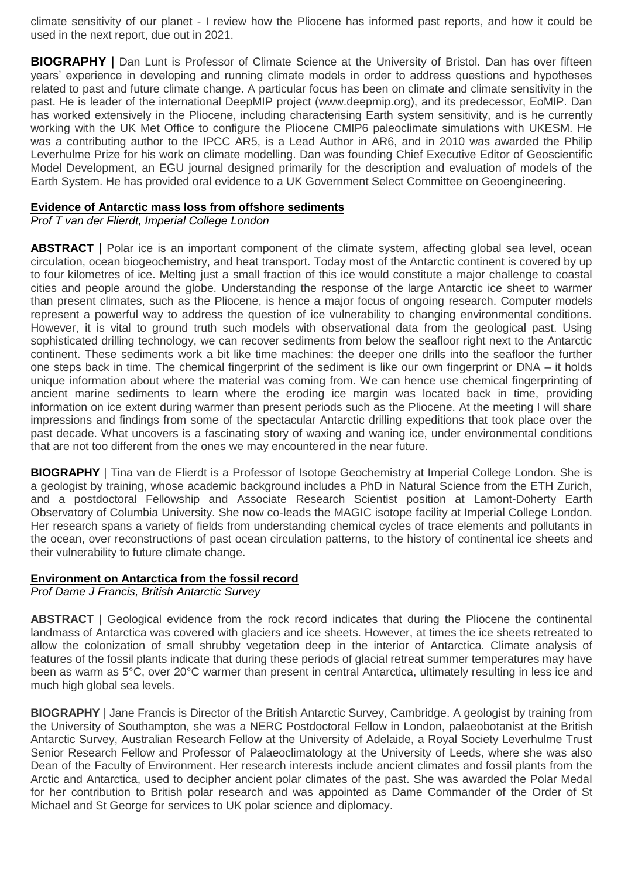climate sensitivity of our planet - I review how the Pliocene has informed past reports, and how it could be used in the next report, due out in 2021.

**BIOGRAPHY** | Dan Lunt is Professor of Climate Science at the University of Bristol. Dan has over fifteen years' experience in developing and running climate models in order to address questions and hypotheses related to past and future climate change. A particular focus has been on climate and climate sensitivity in the past. He is leader of the international DeepMIP project (www.deepmip.org), and its predecessor, EoMIP. Dan has worked extensively in the Pliocene, including characterising Earth system sensitivity, and is he currently working with the UK Met Office to configure the Pliocene CMIP6 paleoclimate simulations with UKESM. He was a contributing author to the IPCC AR5, is a Lead Author in AR6, and in 2010 was awarded the Philip Leverhulme Prize for his work on climate modelling. Dan was founding Chief Executive Editor of Geoscientific Model Development, an EGU journal designed primarily for the description and evaluation of models of the Earth System. He has provided oral evidence to a UK Government Select Committee on Geoengineering.

### Evidence of Antarctic mass loss from offshore sediments

*Prof T van der Flierdt, Imperial College London*

**ABSTRACT** | Polar ice is an important component of the climate system, affecting global sea level, ocean circulation, ocean biogeochemistry, and heat transport. Today most of the Antarctic continent is covered by up to four kilometres of ice. Melting just a small fraction of this ice would constitute a major challenge to coastal cities and people around the globe. Understanding the response of the large Antarctic ice sheet to warmer than present climates, such as the Pliocene, is hence a major focus of ongoing research. Computer models represent a powerful way to address the question of ice vulnerability to changing environmental conditions. However, it is vital to ground truth such models with observational data from the geological past. Using sophisticated drilling technology, we can recover sediments from below the seafloor right next to the Antarctic continent. These sediments work a bit like time machines: the deeper one drills into the seafloor the further one steps back in time. The chemical fingerprint of the sediment is like our own fingerprint or DNA – it holds unique information about where the material was coming from. We can hence use chemical fingerprinting of ancient marine sediments to learn where the eroding ice margin was located back in time, providing information on ice extent during warmer than present periods such as the Pliocene. At the meeting I will share impressions and findings from some of the spectacular Antarctic drilling expeditions that took place over the past decade. What uncovers is a fascinating story of waxing and waning ice, under environmental conditions that are not too different from the ones we may encountered in the near future.

**BIOGRAPHY** | Tina van de Flierdt is a Professor of Isotope Geochemistry at Imperial College London. She is a geologist by training, whose academic background includes a PhD in Natural Science from the ETH Zurich, and a postdoctoral Fellowship and Associate Research Scientist position at Lamont-Doherty Earth Observatory of Columbia University. She now co-leads the MAGIC isotope facility at Imperial College London. Her research spans a variety of fields from understanding chemical cycles of trace elements and pollutants in the ocean, over reconstructions of past ocean circulation patterns, to the history of continental ice sheets and their vulnerability to future climate change.

### Environment on Antarctica from the fossil record

*Prof Dame J Francis, British Antarctic Survey*

**ABSTRACT** | Geological evidence from the rock record indicates that during the Pliocene the continental landmass of Antarctica was covered with glaciers and ice sheets. However, at times the ice sheets retreated to allow the colonization of small shrubby vegetation deep in the interior of Antarctica. Climate analysis of features of the fossil plants indicate that during these periods of glacial retreat summer temperatures may have been as warm as 5°C, over 20°C warmer than present in central Antarctica, ultimately resulting in less ice and much high global sea levels.

**BIOGRAPHY** | Jane Francis is Director of the British Antarctic Survey, Cambridge. A geologist by training from the University of Southampton, she was a NERC Postdoctoral Fellow in London, palaeobotanist at the British Antarctic Survey, Australian Research Fellow at the University of Adelaide, a Royal Society Leverhulme Trust Senior Research Fellow and Professor of Palaeoclimatology at the University of Leeds, where she was also Dean of the Faculty of Environment. Her research interests include ancient climates and fossil plants from the Arctic and Antarctica, used to decipher ancient polar climates of the past. She was awarded the Polar Medal for her contribution to British polar research and was appointed as Dame Commander of the Order of St Michael and St George for services to UK polar science and diplomacy.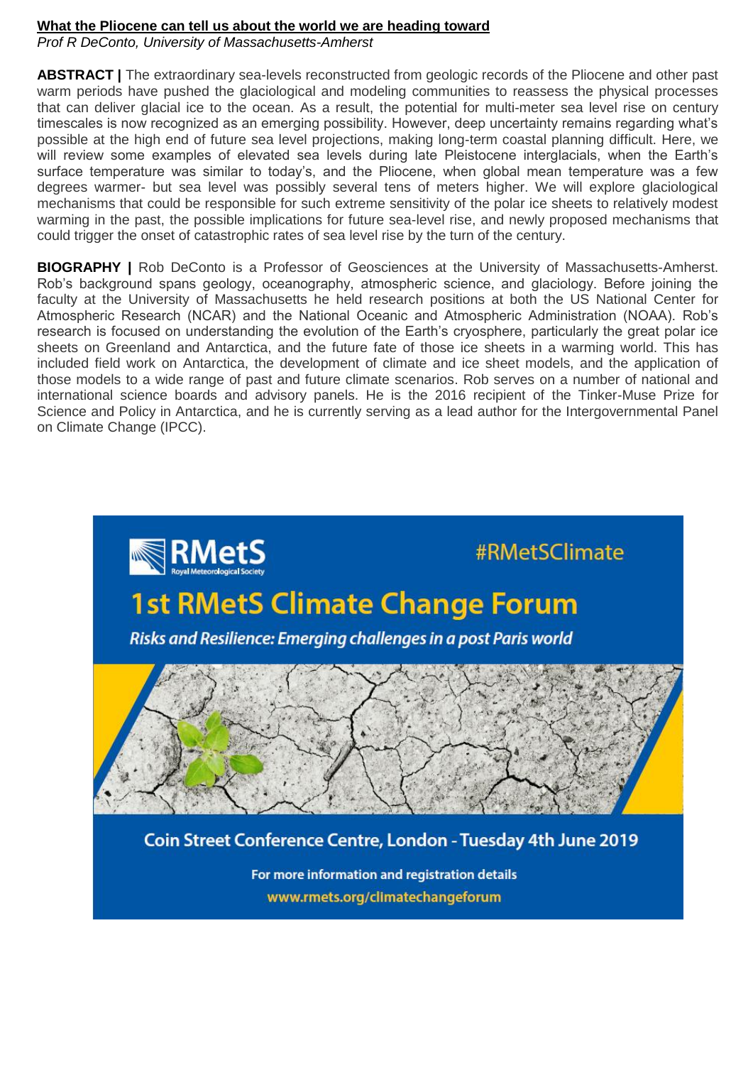**What the Pliocene can tell us about the world we are heading toward**

*Prof R DeConto, University of Massachusetts-Amherst*

**ABSTRACT |** The extraordinary sea-levels reconstructed from geologic records of the Pliocene and other past warm periods have pushed the glaciological and modeling communities to reassess the physical processes that can deliver glacial ice to the ocean. As a result, the potential for multi-meter sea level rise on century timescales is now recognized as an emerging possibility. However, deep uncertainty remains regarding what's possible at the high end of future sea level projections, making long-term coastal planning difficult. Here, we will review some examples of elevated sea levels during late Pleistocene interglacials, when the Earth's surface temperature was similar to today's, and the Pliocene, when global mean temperature was a few degrees warmer- but sea level was possibly several tens of meters higher. We will explore glaciological mechanisms that could be responsible for such extreme sensitivity of the polar ice sheets to relatively modest warming in the past, the possible implications for future sea-level rise, and newly proposed mechanisms that could trigger the onset of catastrophic rates of sea level rise by the turn of the century.

**BIOGRAPHY |** Rob DeConto is a Professor of Geosciences at the University of Massachusetts-Amherst. Rob's background spans geology, oceanography, atmospheric science, and glaciology. Before joining the faculty at the University of Massachusetts he held research positions at both the US National Center for Atmospheric Research (NCAR) and the National Oceanic and Atmospheric Administration (NOAA). Rob's research is focused on understanding the evolution of the Earth's cryosphere, particularly the great polar ice sheets on Greenland and Antarctica, and the future fate of those ice sheets in a warming world. This has included field work on Antarctica, the development of climate and ice sheet models, and the application of those models to a wide range of past and future climate scenarios. Rob serves on a number of national and international science boards and advisory panels. He is the 2016 recipient of the Tinker-Muse Prize for Science and Policy in Antarctica, and he is currently serving as a lead author for the Intergovernmental Panel on Climate Change (IPCC).

RMetS Royal Meteorological Society

#RMetSClimate

**1st RMetS Climate Change Forum**

*Risks and Resilience: Emerging challenges in a post Paris world*

Coin Street Conference Centre, London - Tuesday 4th June 2019

For more information and registration details
www.rmets.org/climatechangeforum